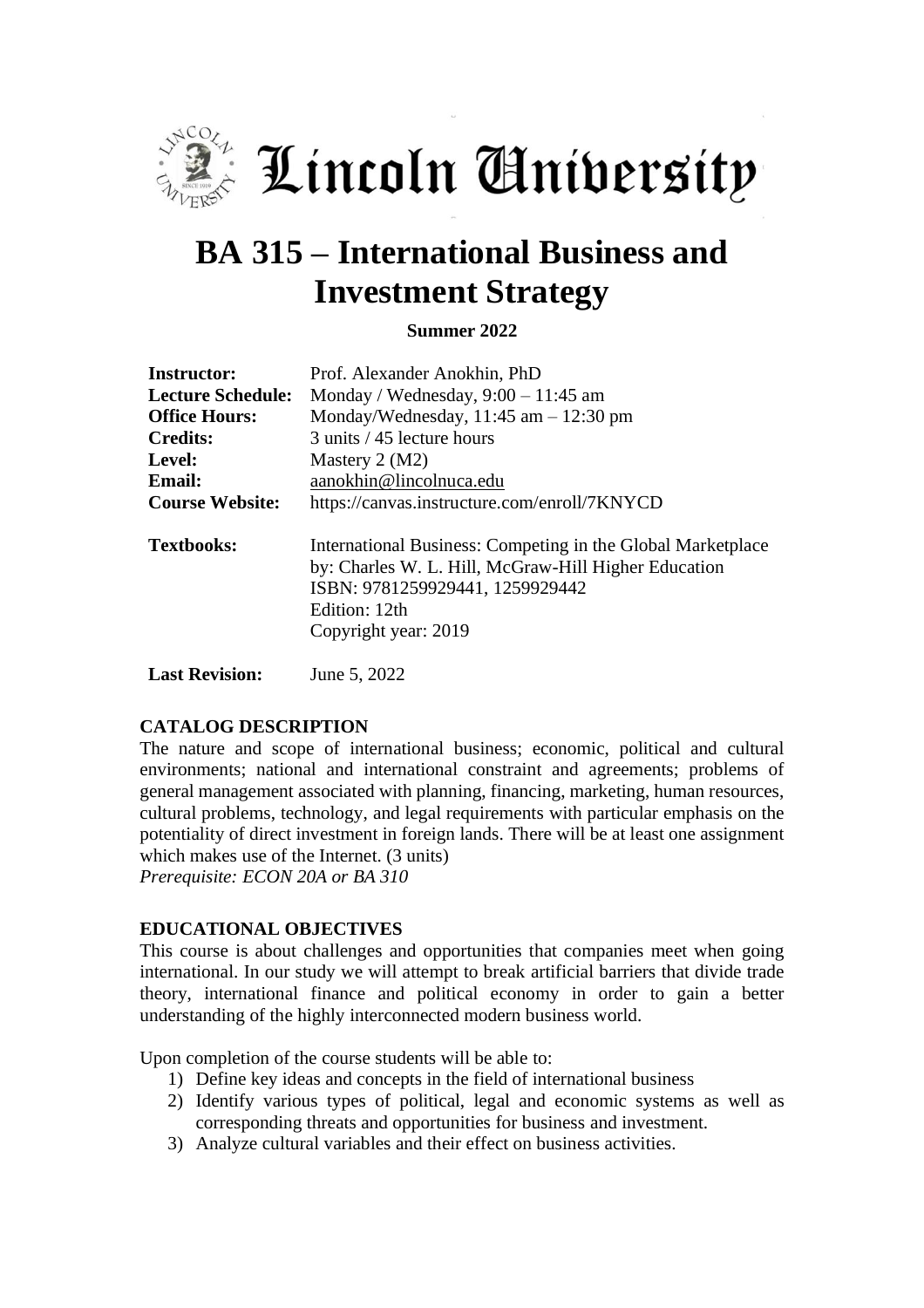Lincoln University

# BA 315 – International Business and Investment Strategy

**Summer 2022**

| | |
|---|---|
| **Instructor:** | Prof. Alexander Anokhin, PhD |
| **Lecture Schedule:** | Monday / Wednesday, 9:00 – 11:45 am |
| **Office Hours:** | Monday/Wednesday, 11:45 am – 12:30 pm |
| **Credits:** | 3 units / 45 lecture hours |
| **Level:** | Mastery 2 (M2) |
| **Email:** | aanokhin@lincolnuca.edu |
| **Course Website:** | https://canvas.instructure.com/enroll/7KNYCD |
| **Textbooks:** | International Business: Competing in the Global Marketplace by: Charles W. L. Hill, McGraw-Hill Higher Education ISBN: 9781259929441, 1259929442 Edition: 12th Copyright year: 2019 |
| **Last Revision:** | June 5, 2022 |

## CATALOG DESCRIPTION

The nature and scope of international business; economic, political and cultural environments; national and international constraint and agreements; problems of general management associated with planning, financing, marketing, human resources, cultural problems, technology, and legal requirements with particular emphasis on the potentiality of direct investment in foreign lands. There will be at least one assignment which makes use of the Internet. (3 units)

*Prerequisite: ECON 20A or BA 310*

## EDUCATIONAL OBJECTIVES

This course is about challenges and opportunities that companies meet when going international. In our study we will attempt to break artificial barriers that divide trade theory, international finance and political economy in order to gain a better understanding of the highly interconnected modern business world.

Upon completion of the course students will be able to:

1) Define key ideas and concepts in the field of international business
2) Identify various types of political, legal and economic systems as well as corresponding threats and opportunities for business and investment.
3) Analyze cultural variables and their effect on business activities.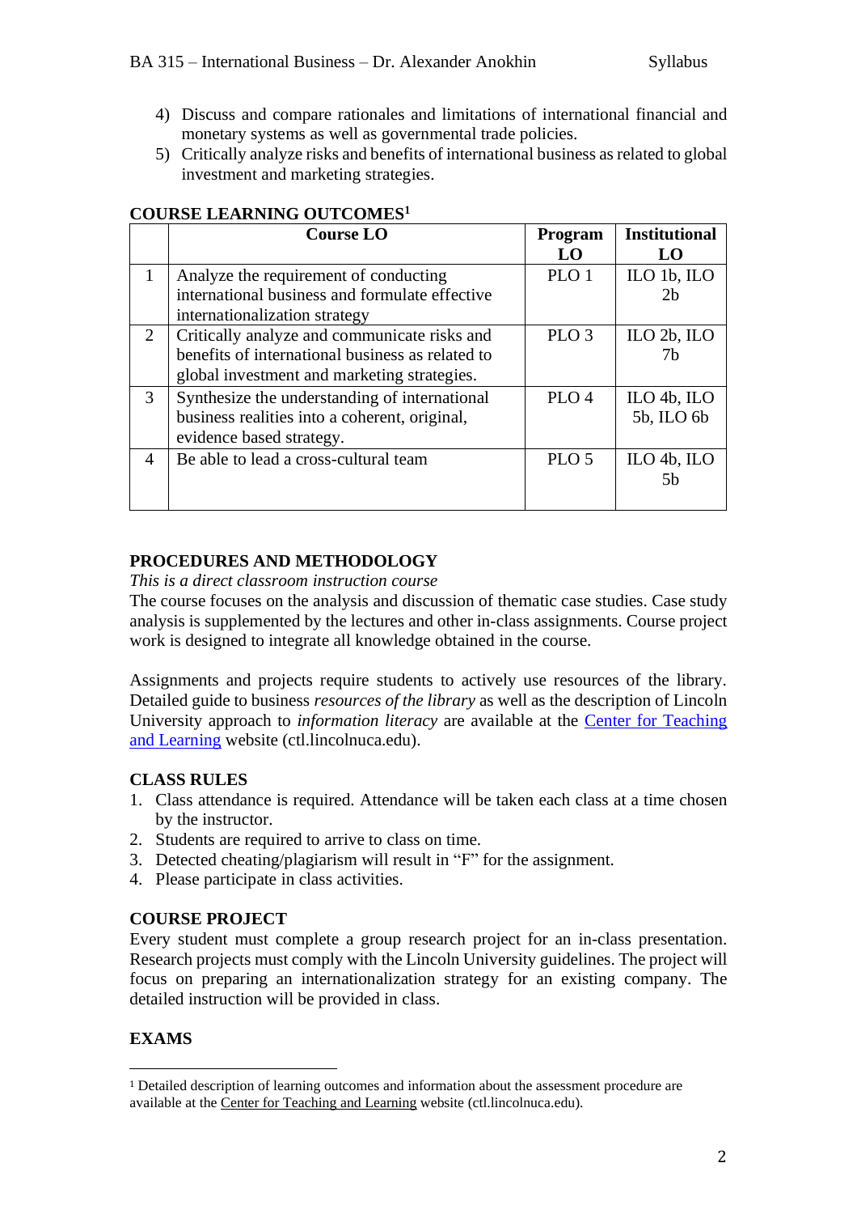4) Discuss and compare rationales and limitations of international financial and monetary systems as well as governmental trade policies.
5) Critically analyze risks and benefits of international business as related to global investment and marketing strategies.

## COURSE LEARNING OUTCOMES[1]

| | Course LO | Program LO | Institutional LO |
|---|---|---|---|
| 1 | Analyze the requirement of conducting international business and formulate effective internationalization strategy | PLO 1 | ILO 1b, ILO 2b |
| 2 | Critically analyze and communicate risks and benefits of international business as related to global investment and marketing strategies. | PLO 3 | ILO 2b, ILO 7b |
| 3 | Synthesize the understanding of international business realities into a coherent, original, evidence based strategy. | PLO 4 | ILO 4b, ILO 5b, ILO 6b |
| 4 | Be able to lead a cross-cultural team | PLO 5 | ILO 4b, ILO 5b |

## PROCEDURES AND METHODOLOGY

*This is a direct classroom instruction course*

The course focuses on the analysis and discussion of thematic case studies. Case study analysis is supplemented by the lectures and other in-class assignments. Course project work is designed to integrate all knowledge obtained in the course.

Assignments and projects require students to actively use resources of the library. Detailed guide to business *resources of the library* as well as the description of Lincoln University approach to *information literacy* are available at the Center for Teaching and Learning website (ctl.lincolnuca.edu).

## CLASS RULES

1. Class attendance is required. Attendance will be taken each class at a time chosen by the instructor.
2. Students are required to arrive to class on time.
3. Detected cheating/plagiarism will result in "F" for the assignment.
4. Please participate in class activities.

## COURSE PROJECT

Every student must complete a group research project for an in-class presentation. Research projects must comply with the Lincoln University guidelines. The project will focus on preparing an internationalization strategy for an existing company. The detailed instruction will be provided in class.

## EXAMS

---

[1] Detailed description of learning outcomes and information about the assessment procedure are available at the Center for Teaching and Learning website (ctl.lincolnuca.edu).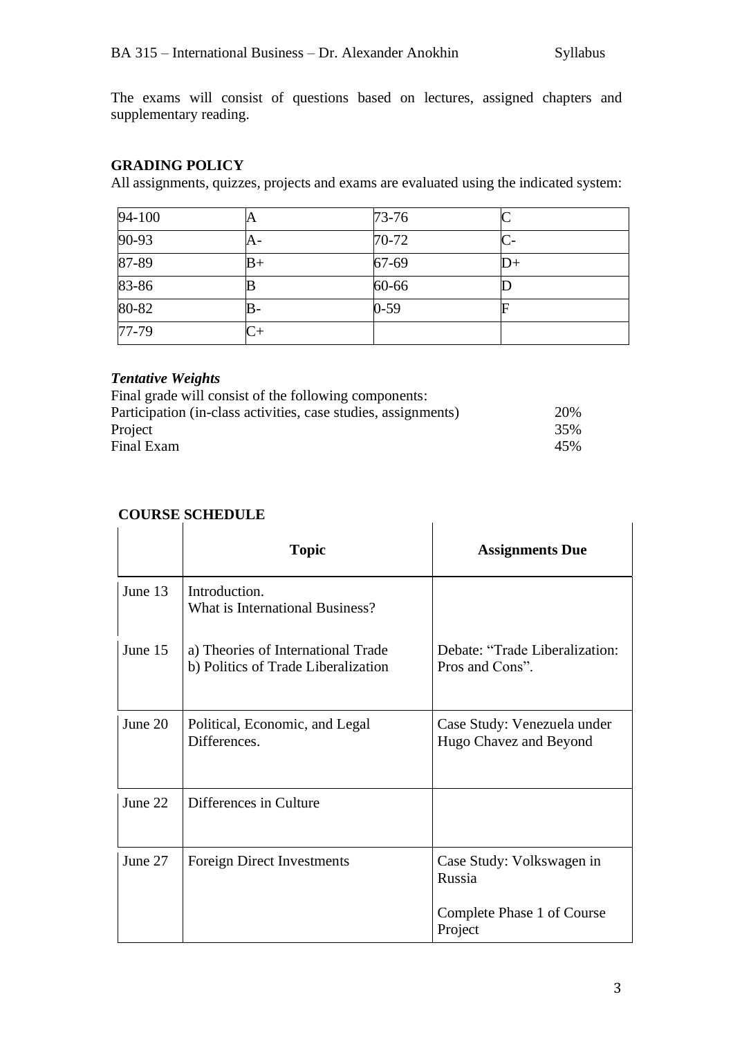The exams will consist of questions based on lectures, assigned chapters and supplementary reading.

## GRADING POLICY

All assignments, quizzes, projects and exams are evaluated using the indicated system:

| 94-100 | A | 73-76 | C |
|---|---|---|---|
| 90-93 | A- | 70-72 | C- |
| 87-89 | B+ | 67-69 | D+ |
| 83-86 | B | 60-66 | D |
| 80-82 | B- | 0-59 | F |
| 77-79 | C+ | | |

### *Tentative Weights*

Final grade will consist of the following components:

| | |
|---|---|
| Participation (in-class activities, case studies, assignments) | 20% |
| Project | 35% |
| Final Exam | 45% |

## COURSE SCHEDULE

| | Topic | Assignments Due |
|---|---|---|
| June 13 | Introduction.<br>What is International Business? | |
| June 15 | a) Theories of International Trade<br>b) Politics of Trade Liberalization | Debate: "Trade Liberalization: Pros and Cons". |
| June 20 | Political, Economic, and Legal Differences. | Case Study: Venezuela under Hugo Chavez and Beyond |
| June 22 | Differences in Culture | |
| June 27 | Foreign Direct Investments | Case Study: Volkswagen in Russia<br><br>Complete Phase 1 of Course Project |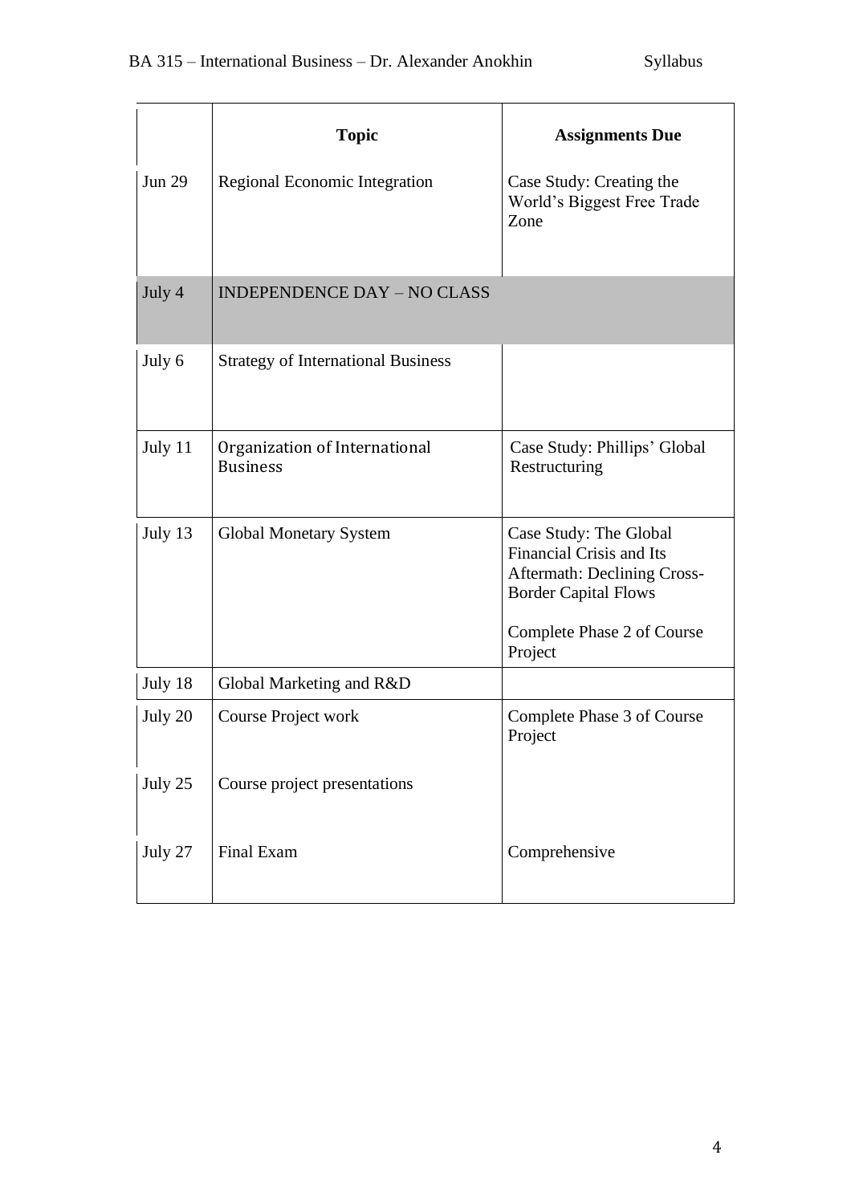| | Topic | Assignments Due |
|---|---|---|
| Jun 29 | Regional Economic Integration | Case Study: Creating the World's Biggest Free Trade Zone |
| July 4 | INDEPENDENCE DAY – NO CLASS | |
| July 6 | Strategy of International Business | |
| July 11 | Organization of International Business | Case Study: Phillips' Global Restructuring |
| July 13 | Global Monetary System | Case Study: The Global Financial Crisis and Its Aftermath: Declining Cross-Border Capital Flows<br><br>Complete Phase 2 of Course Project |
| July 18 | Global Marketing and R&D | |
| July 20 | Course Project work | Complete Phase 3 of Course Project |
| July 25 | Course project presentations | |
| July 27 | Final Exam | Comprehensive |